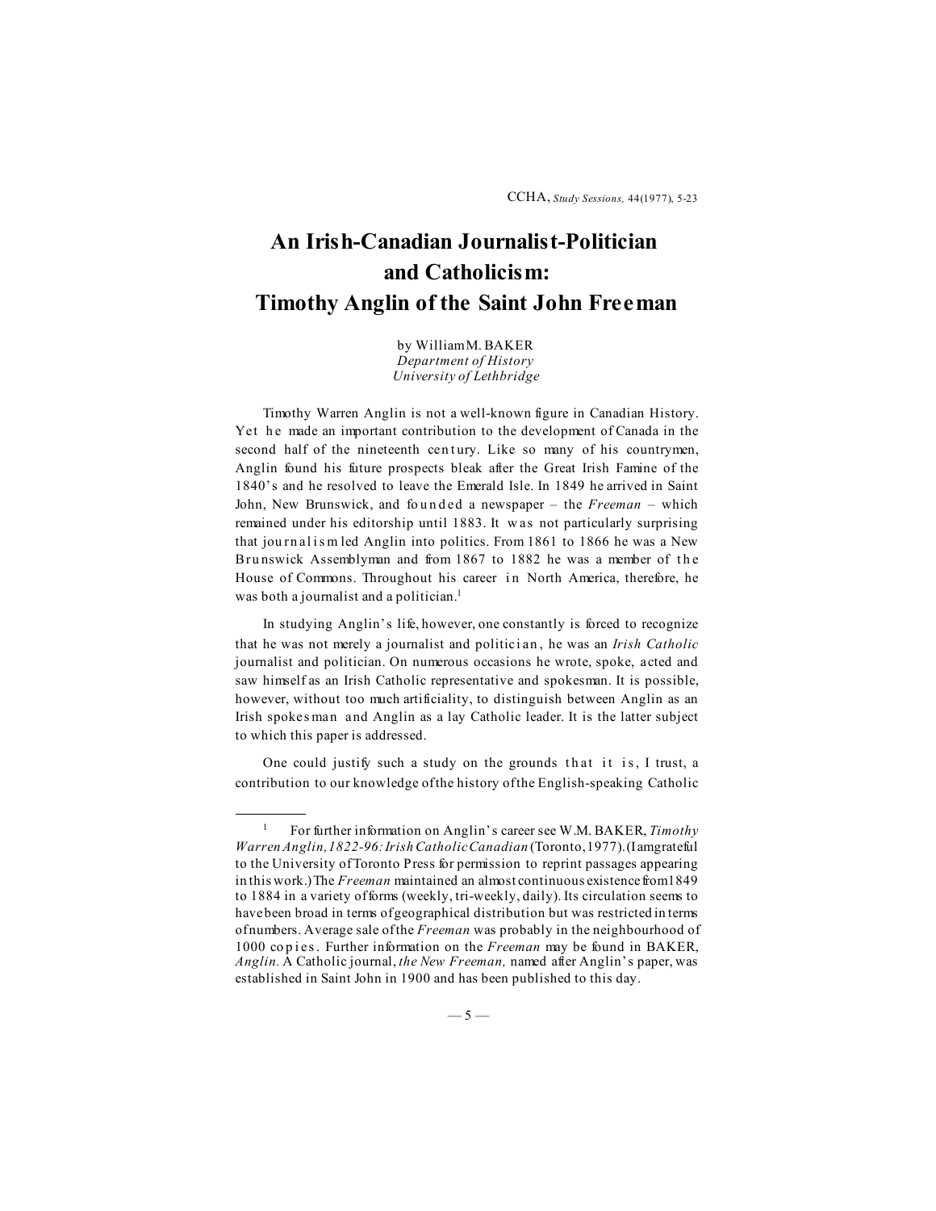# An Irish-Canadian Journalist-Politician and Catholicism: Timothy Anglin of the Saint John Freeman

by William M. BAKER
*Department of History*
*University of Lethbridge*

Timothy Warren Anglin is not a well-known figure in Canadian History. Yet he made an important contribution to the development of Canada in the second half of the nineteenth century. Like so many of his countrymen, Anglin found his future prospects bleak after the Great Irish Famine of the 1840's and he resolved to leave the Emerald Isle. In 1849 he arrived in Saint John, New Brunswick, and founded a newspaper – the *Freeman* – which remained under his editorship until 1883. It was not particularly surprising that journalism led Anglin into politics. From 1861 to 1866 he was a New Brunswick Assemblyman and from 1867 to 1882 he was a member of the House of Commons. Throughout his career in North America, therefore, he was both a journalist and a politician.[1]

In studying Anglin's life, however, one constantly is forced to recognize that he was not merely a journalist and politician, he was an *Irish Catholic* journalist and politician. On numerous occasions he wrote, spoke, acted and saw himself as an Irish Catholic representative and spokesman. It is possible, however, without too much artificiality, to distinguish between Anglin as an Irish spokesman and Anglin as a lay Catholic leader. It is the latter subject to which this paper is addressed.

One could justify such a study on the grounds that it is, I trust, a contribution to our knowledge of the history of the English-speaking Catholic

---

[1] For further information on Anglin's career see W.M. BAKER, *Timothy Warren Anglin, 1822-96: Irish Catholic Canadian* (Toronto, 1977). (I am grateful to the University of Toronto Press for permission to reprint passages appearing in this work.) The *Freeman* maintained an almost continuous existence from 1849 to 1884 in a variety of forms (weekly, tri-weekly, daily). Its circulation seems to have been broad in terms of geographical distribution but was restricted in terms of numbers. Average sale of the *Freeman* was probably in the neighbourhood of 1000 copies. Further information on the *Freeman* may be found in BAKER, *Anglin.* A Catholic journal, *the New Freeman,* named after Anglin's paper, was established in Saint John in 1900 and has been published to this day.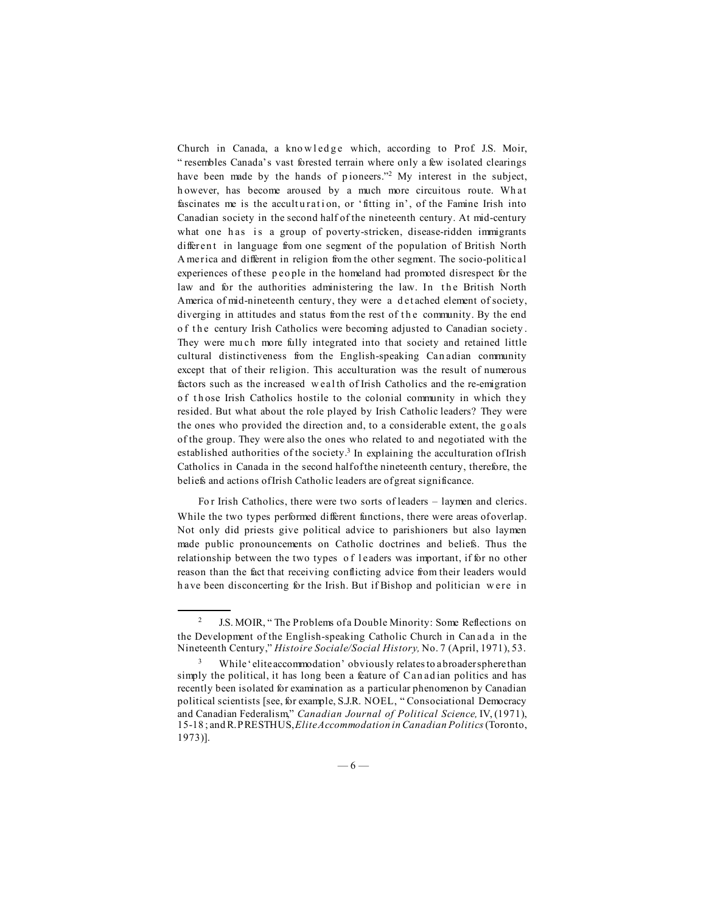Church in Canada, a knowledge which, according to Prof. J.S. Moir, "resembles Canada's vast forested terrain where only a few isolated clearings have been made by the hands of pioneers."[2] My interest in the subject, however, has become aroused by a much more circuitous route. What fascinates me is the acculturation, or 'fitting in', of the Famine Irish into Canadian society in the second half of the nineteenth century. At mid-century what one has is a group of poverty-stricken, disease-ridden immigrants different in language from one segment of the population of British North America and different in religion from the other segment. The socio-political experiences of these people in the homeland had promoted disrespect for the law and for the authorities administering the law. In the British North America of mid-nineteenth century, they were a detached element of society, diverging in attitudes and status from the rest of the community. By the end of the century Irish Catholics were becoming adjusted to Canadian society. They were much more fully integrated into that society and retained little cultural distinctiveness from the English-speaking Canadian community except that of their religion. This acculturation was the result of numerous factors such as the increased wealth of Irish Catholics and the re-emigration of those Irish Catholics hostile to the colonial community in which they resided. But what about the role played by Irish Catholic leaders? They were the ones who provided the direction and, to a considerable extent, the goals of the group. They were also the ones who related to and negotiated with the established authorities of the society.[3] In explaining the acculturation of Irish Catholics in Canada in the second half of the nineteenth century, therefore, the beliefs and actions of Irish Catholic leaders are of great significance.

For Irish Catholics, there were two sorts of leaders – laymen and clerics. While the two types performed different functions, there were areas of overlap. Not only did priests give political advice to parishioners but also laymen made public pronouncements on Catholic doctrines and beliefs. Thus the relationship between the two types of leaders was important, if for no other reason than the fact that receiving conflicting advice from their leaders would have been disconcerting for the Irish. But if Bishop and politician were in

---

[2] J.S. MOIR, "The Problems of a Double Minority: Some Reflections on the Development of the English-speaking Catholic Church in Canada in the Nineteenth Century," *Histoire Sociale/Social History,* No. 7 (April, 1971), 53.

[3] While 'elite accommodation' obviously relates to a broader sphere than simply the political, it has long been a feature of Canadian politics and has recently been isolated for examination as a particular phenomenon by Canadian political scientists [see, for example, S.J.R. NOEL, "Consociational Democracy and Canadian Federalism," *Canadian Journal of Political Science,* IV, (1971), 15-18; and R. PRESTHUS, *Elite Accommodation in Canadian Politics* (Toronto, 1973)].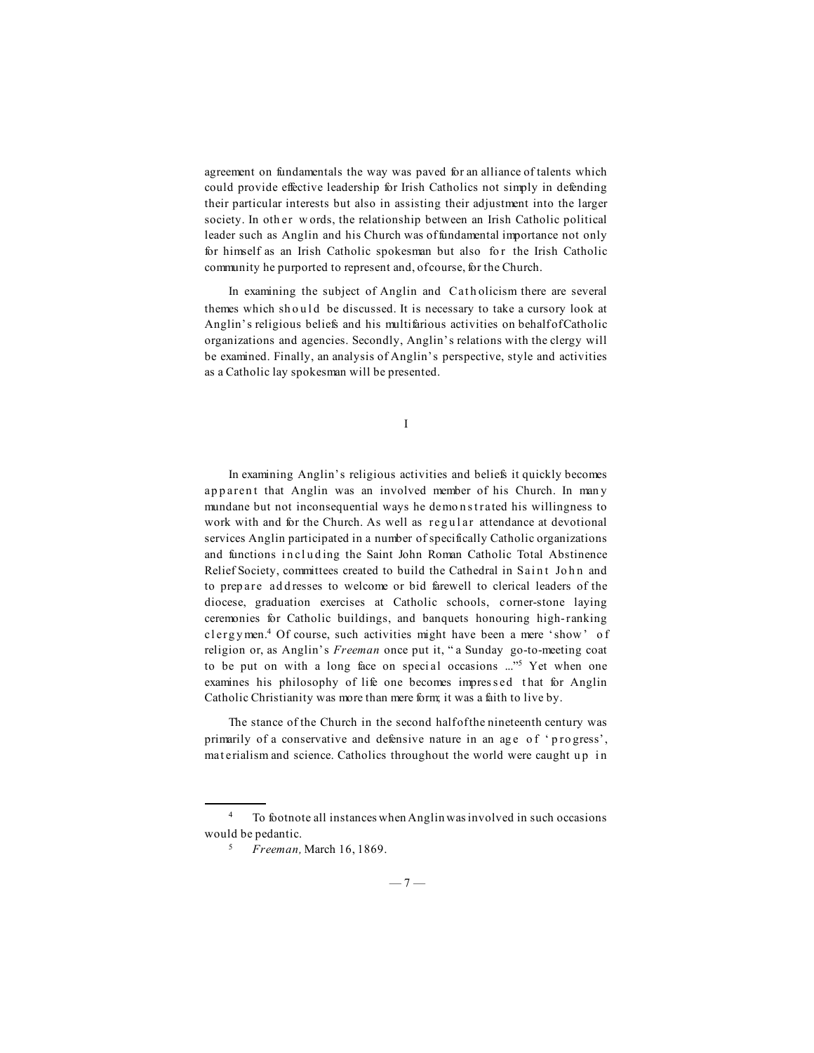agreement on fundamentals the way was paved for an alliance of talents which could provide effective leadership for Irish Catholics not simply in defending their particular interests but also in assisting their adjustment into the larger society. In other words, the relationship between an Irish Catholic political leader such as Anglin and his Church was of fundamental importance not only for himself as an Irish Catholic spokesman but also for the Irish Catholic community he purported to represent and, of course, for the Church.

In examining the subject of Anglin and Catholicism there are several themes which should be discussed. It is necessary to take a cursory look at Anglin's religious beliefs and his multifarious activities on behalf of Catholic organizations and agencies. Secondly, Anglin's relations with the clergy will be examined. Finally, an analysis of Anglin's perspective, style and activities as a Catholic lay spokesman will be presented.

## I

In examining Anglin's religious activities and beliefs it quickly becomes apparent that Anglin was an involved member of his Church. In many mundane but not inconsequential ways he demonstrated his willingness to work with and for the Church. As well as regular attendance at devotional services Anglin participated in a number of specifically Catholic organizations and functions including the Saint John Roman Catholic Total Abstinence Relief Society, committees created to build the Cathedral in Saint John and to prepare addresses to welcome or bid farewell to clerical leaders of the diocese, graduation exercises at Catholic schools, corner-stone laying ceremonies for Catholic buildings, and banquets honouring high-ranking clergymen.[4] Of course, such activities might have been a mere 'show' of religion or, as Anglin's *Freeman* once put it, "a Sunday go-to-meeting coat to be put on with a long face on special occasions ..."[5] Yet when one examines his philosophy of life one becomes impressed that for Anglin Catholic Christianity was more than mere form; it was a faith to live by.

The stance of the Church in the second half of the nineteenth century was primarily of a conservative and defensive nature in an age of 'progress', materialism and science. Catholics throughout the world were caught up in

---

[4] To footnote all instances when Anglin was involved in such occasions would be pedantic.

[5] *Freeman,* March 16, 1869.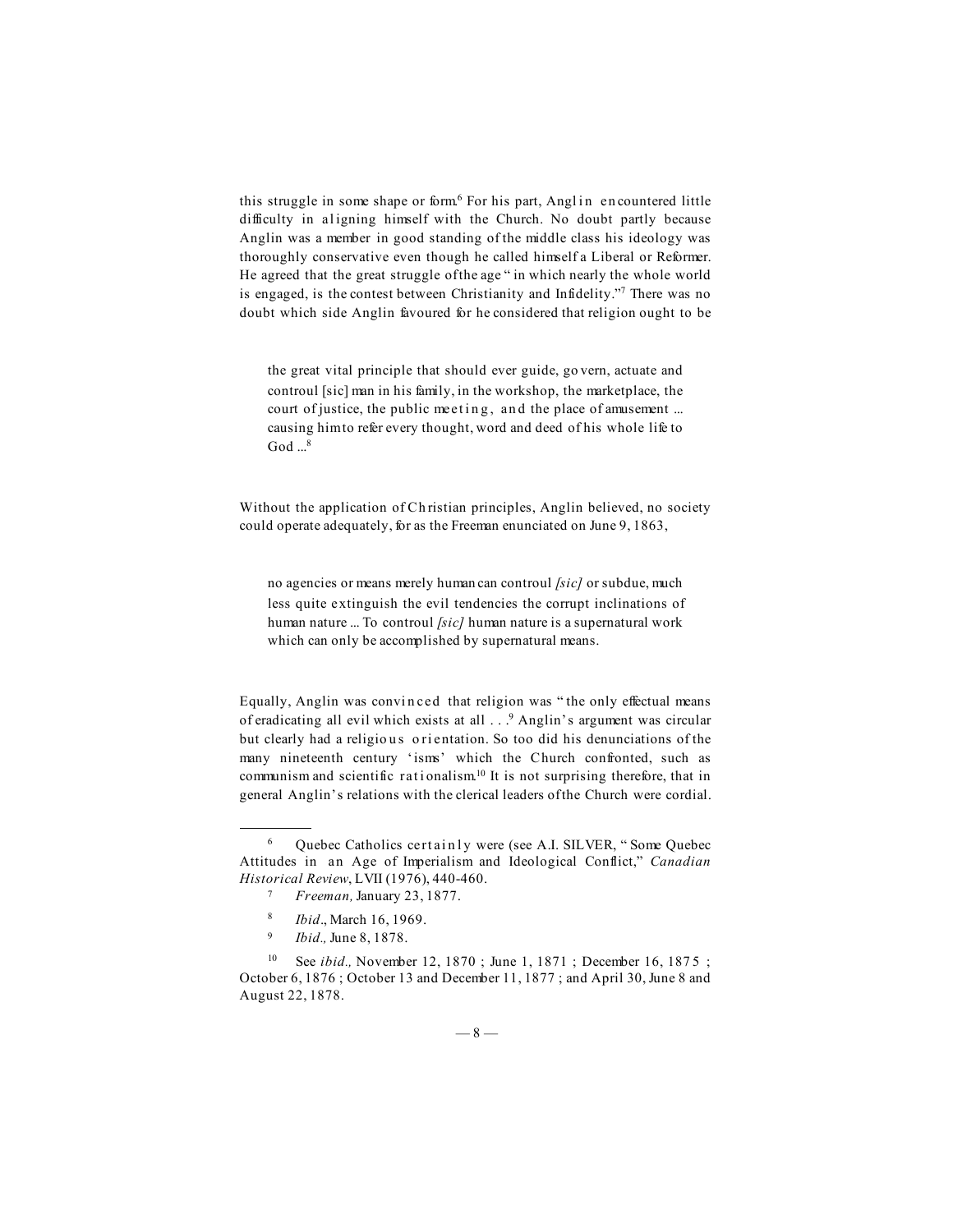this struggle in some shape or form.[6] For his part, Anglin encountered little difficulty in aligning himself with the Church. No doubt partly because Anglin was a member in good standing of the middle class his ideology was thoroughly conservative even though he called himself a Liberal or Reformer. He agreed that the great struggle of the age " in which nearly the whole world is engaged, is the contest between Christianity and Infidelity."[7] There was no doubt which side Anglin favoured for he considered that religion ought to be

> the great vital principle that should ever guide, govern, actuate and controul [sic] man in his family, in the workshop, the marketplace, the court of justice, the public meeting, and the place of amusement ... causing him to refer every thought, word and deed of his whole life to God ...[8]

Without the application of Christian principles, Anglin believed, no society could operate adequately, for as the Freeman enunciated on June 9, 1863,

> no agencies or means merely human can controul *[sic]* or subdue, much less quite extinguish the evil tendencies the corrupt inclinations of human nature ... To controul *[sic]* human nature is a supernatural work which can only be accomplished by supernatural means.

Equally, Anglin was convinced that religion was " the only effectual means of eradicating all evil which exists at all . . .[9] Anglin's argument was circular but clearly had a religious orientation. So too did his denunciations of the many nineteenth century 'isms' which the Church confronted, such as communism and scientific rationalism.[10] It is not surprising therefore, that in general Anglin's relations with the clerical leaders of the Church were cordial.

---

[6] Quebec Catholics certainly were (see A.I. SILVER, " Some Quebec Attitudes in an Age of Imperialism and Ideological Conflict," *Canadian Historical Review*, LVII (1976), 440-460.

[7] *Freeman,* January 23, 1877.

[8] *Ibid*., March 16, 1969.

[9] *Ibid.,* June 8, 1878.

[10] See *ibid.,* November 12, 1870 ; June 1, 1871 ; December 16, 1875 ; October 6, 1876 ; October 13 and December 11, 1877 ; and April 30, June 8 and August 22, 1878.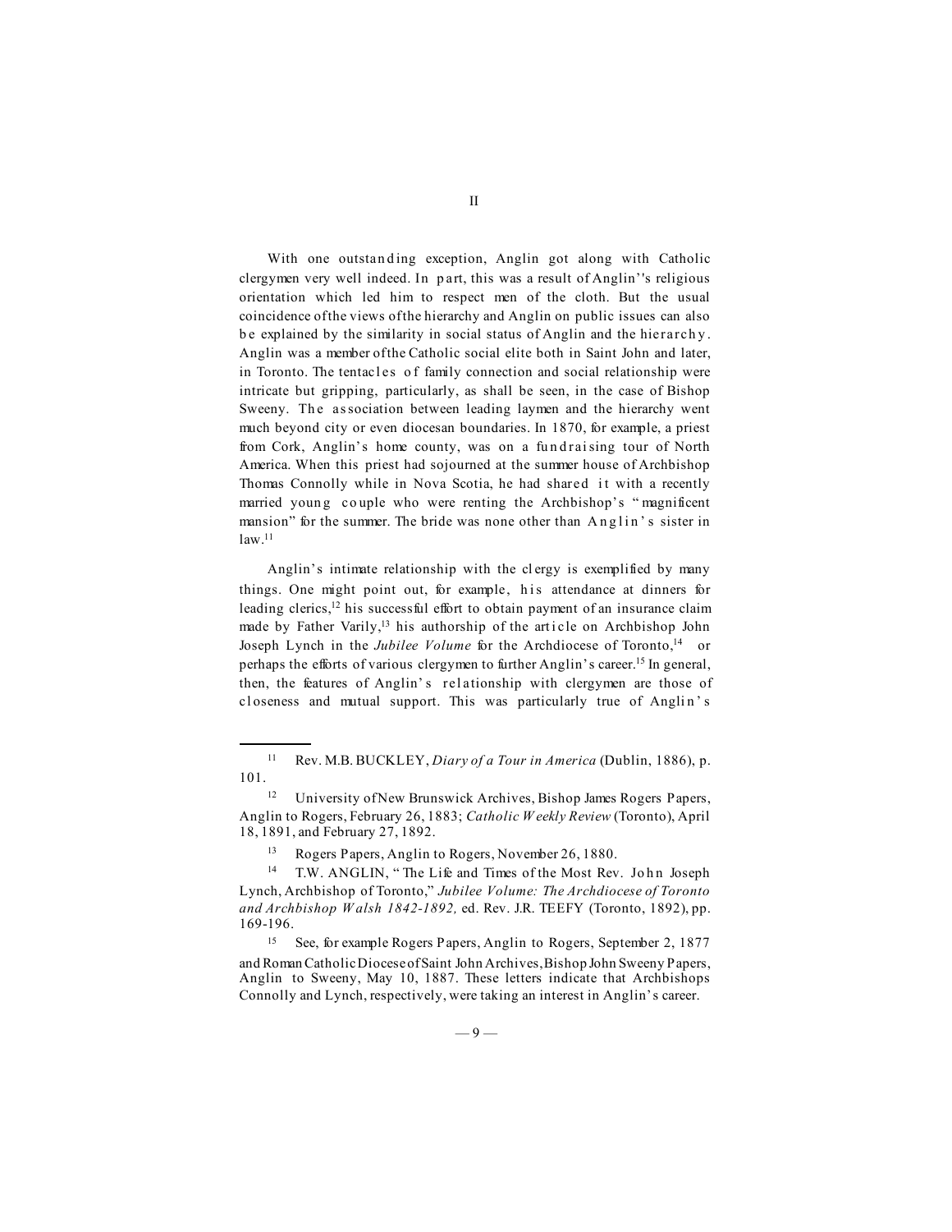## II

With one outstanding exception, Anglin got along with Catholic clergymen very well indeed. In part, this was a result of Anglin''s religious orientation which led him to respect men of the cloth. But the usual coincidence of the views of the hierarchy and Anglin on public issues can also be explained by the similarity in social status of Anglin and the hierarchy. Anglin was a member of the Catholic social elite both in Saint John and later, in Toronto. The tentacles of family connection and social relationship were intricate but gripping, particularly, as shall be seen, in the case of Bishop Sweeny. The association between leading laymen and the hierarchy went much beyond city or even diocesan boundaries. In 1870, for example, a priest from Cork, Anglin's home county, was on a fundraising tour of North America. When this priest had sojourned at the summer house of Archbishop Thomas Connolly while in Nova Scotia, he had shared it with a recently married young couple who were renting the Archbishop's "magnificent mansion" for the summer. The bride was none other than Anglin's sister in law.[11]

Anglin's intimate relationship with the clergy is exemplified by many things. One might point out, for example, his attendance at dinners for leading clerics,[12] his successful effort to obtain payment of an insurance claim made by Father Varily,[13] his authorship of the article on Archbishop John Joseph Lynch in the *Jubilee Volume* for the Archdiocese of Toronto,[14] or perhaps the efforts of various clergymen to further Anglin's career.[15] In general, then, the features of Anglin's relationship with clergymen are those of closeness and mutual support. This was particularly true of Anglin's

---

[11] Rev. M.B. BUCKLEY, *Diary of a Tour in America* (Dublin, 1886), p. 101.

[12] University of New Brunswick Archives, Bishop James Rogers Papers, Anglin to Rogers, February 26, 1883; *Catholic Weekly Review* (Toronto), April 18, 1891, and February 27, 1892.

[13] Rogers Papers, Anglin to Rogers, November 26, 1880.

[14] T.W. ANGLIN, "The Life and Times of the Most Rev. John Joseph Lynch, Archbishop of Toronto," *Jubilee Volume: The Archdiocese of Toronto and Archbishop Walsh 1842-1892,* ed. Rev. J.R. TEEFY (Toronto, 1892), pp. 169-196.

[15] See, for example Rogers Papers, Anglin to Rogers, September 2, 1877 and Roman Catholic Diocese of Saint John Archives, Bishop John Sweeny Papers, Anglin to Sweeny, May 10, 1887. These letters indicate that Archbishops Connolly and Lynch, respectively, were taking an interest in Anglin's career.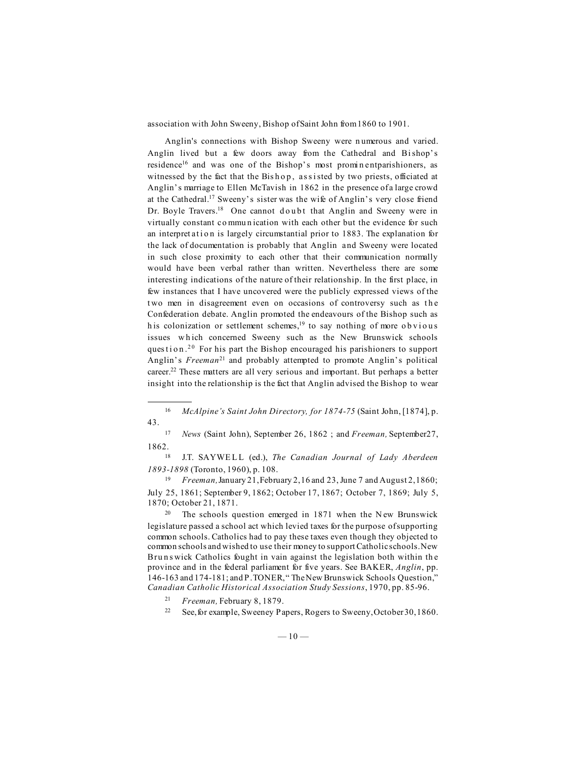association with John Sweeny, Bishop of Saint John from 1860 to 1901.

Anglin's connections with Bishop Sweeny were numerous and varied. Anglin lived but a few doors away from the Cathedral and Bishop's residence[16] and was one of the Bishop's most prominent parishioners, as witnessed by the fact that the Bishop, assisted by two priests, officiated at Anglin's marriage to Ellen McTavish in 1862 in the presence of a large crowd at the Cathedral.[17] Sweeny's sister was the wife of Anglin's very close friend Dr. Boyle Travers.[18] One cannot doubt that Anglin and Sweeny were in virtually constant communication with each other but the evidence for such an interpretation is largely circumstantial prior to 1883. The explanation for the lack of documentation is probably that Anglin and Sweeny were located in such close proximity to each other that their communication normally would have been verbal rather than written. Nevertheless there are some interesting indications of the nature of their relationship. In the first place, in few instances that I have uncovered were the publicly expressed views of the two men in disagreement even on occasions of controversy such as the Confederation debate. Anglin promoted the endeavours of the Bishop such as his colonization or settlement schemes,[19] to say nothing of more obvious issues which concerned Sweeny such as the New Brunswick schools question.[20] For his part the Bishop encouraged his parishioners to support Anglin's *Freeman*[21] and probably attempted to promote Anglin's political career.[22] These matters are all very serious and important. But perhaps a better insight into the relationship is the fact that Anglin advised the Bishop to wear

---

16 *McAlpine's Saint John Directory, for 1874-75* (Saint John, [1874], p. 43.

17 *News* (Saint John), September 26, 1862 ; and *Freeman,* September 27, 1862.

18 J.T. SAYWELL (ed.), *The Canadian Journal of Lady Aberdeen 1893-1898* (Toronto, 1960), p. 108.

19 *Freeman,* January 21, February 2, 16 and 23, June 7 and August 2, 1860; July 25, 1861; September 9, 1862; October 17, 1867; October 7, 1869; July 5, 1870; October 21, 1871.

20 The schools question emerged in 1871 when the New Brunswick legislature passed a school act which levied taxes for the purpose of supporting common schools. Catholics had to pay these taxes even though they objected to common schools and wished to use their money to support Catholic schools. New Brunswick Catholics fought in vain against the legislation both within the province and in the federal parliament for five years. See BAKER, *Anglin*, pp. 146-163 and 174-181; and P. TONER, "The New Brunswick Schools Question," *Canadian Catholic Historical Association Study Sessions*, 1970, pp. 85-96.

21 *Freeman,* February 8, 1879.

22 See, for example, Sweeney Papers, Rogers to Sweeny, October 30, 1860.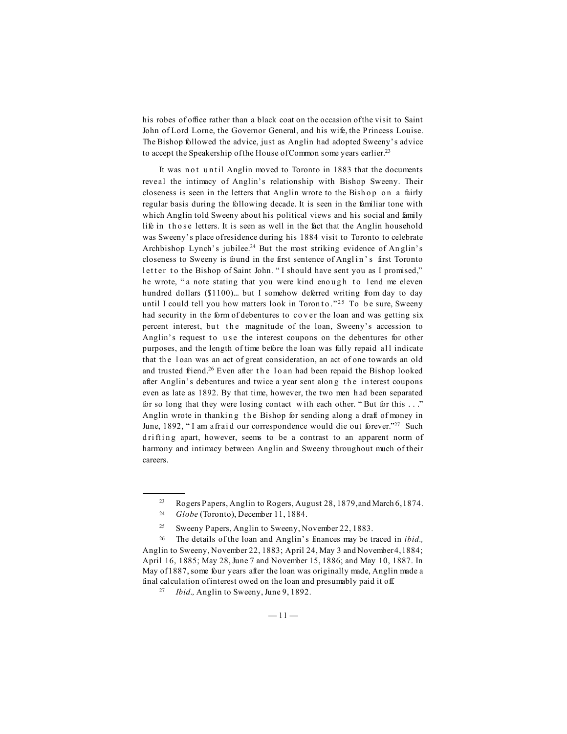his robes of office rather than a black coat on the occasion of the visit to Saint John of Lord Lorne, the Governor General, and his wife, the Princess Louise. The Bishop followed the advice, just as Anglin had adopted Sweeny's advice to accept the Speakership of the House of Common some years earlier.[23]

It was not until Anglin moved to Toronto in 1883 that the documents reveal the intimacy of Anglin's relationship with Bishop Sweeny. Their closeness is seen in the letters that Anglin wrote to the Bishop on a fairly regular basis during the following decade. It is seen in the familiar tone with which Anglin told Sweeny about his political views and his social and family life in those letters. It is seen as well in the fact that the Anglin household was Sweeny's place of residence during his 1884 visit to Toronto to celebrate Archbishop Lynch's jubilee.[24] But the most striking evidence of Anglin's closeness to Sweeny is found in the first sentence of Anglin's first Toronto letter to the Bishop of Saint John. "I should have sent you as I promised," he wrote, "a note stating that you were kind enough to lend me eleven hundred dollars ($1100)... but I somehow deferred writing from day to day until I could tell you how matters look in Toronto."[25] To be sure, Sweeny had security in the form of debentures to cover the loan and was getting six percent interest, but the magnitude of the loan, Sweeny's accession to Anglin's request to use the interest coupons on the debentures for other purposes, and the length of time before the loan was fully repaid all indicate that the loan was an act of great consideration, an act of one towards an old and trusted friend.[26] Even after the loan had been repaid the Bishop looked after Anglin's debentures and twice a year sent along the interest coupons even as late as 1892. By that time, however, the two men had been separated for so long that they were losing contact with each other. "But for this . . ." Anglin wrote in thanking the Bishop for sending along a draft of money in June, 1892, "I am afraid our correspondence would die out forever."[27] Such drifting apart, however, seems to be a contrast to an apparent norm of harmony and intimacy between Anglin and Sweeny throughout much of their careers.

---

[23] Rogers Papers, Anglin to Rogers, August 28, 1879, and March 6, 1874.

[24] *Globe* (Toronto), December 11, 1884.

[25] Sweeny Papers, Anglin to Sweeny, November 22, 1883.

[26] The details of the loan and Anglin's finances may be traced in *ibid.,* Anglin to Sweeny, November 22, 1883; April 24, May 3 and November 4, 1884; April 16, 1885; May 28, June 7 and November 15, 1886; and May 10, 1887. In May of 1887, some four years after the loan was originally made, Anglin made a final calculation of interest owed on the loan and presumably paid it off.

[27] *Ibid.,* Anglin to Sweeny, June 9, 1892.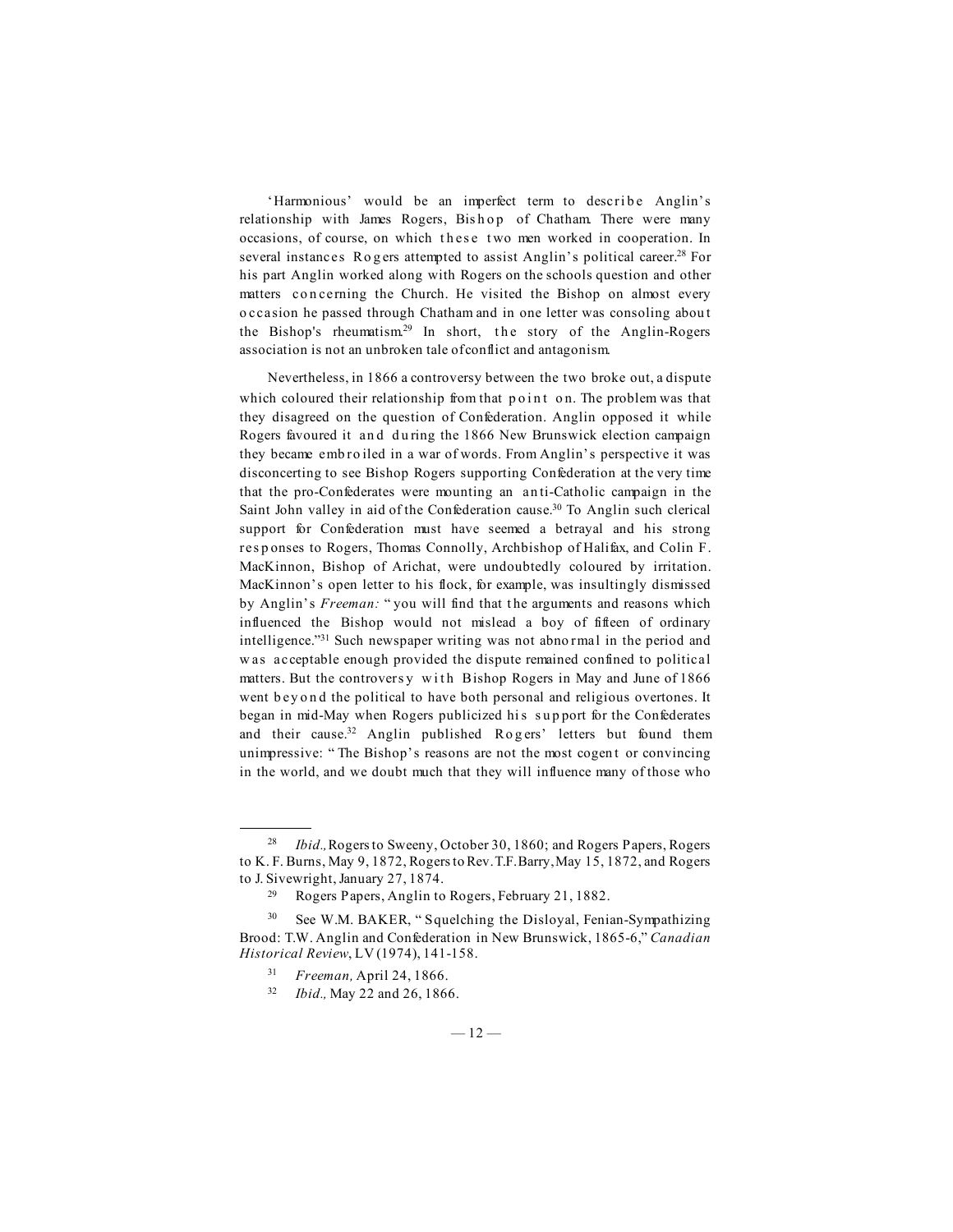'Harmonious' would be an imperfect term to describe Anglin's relationship with James Rogers, Bishop of Chatham. There were many occasions, of course, on which these two men worked in cooperation. In several instances Rogers attempted to assist Anglin's political career.[28] For his part Anglin worked along with Rogers on the schools question and other matters concerning the Church. He visited the Bishop on almost every occasion he passed through Chatham and in one letter was consoling about the Bishop's rheumatism.[29] In short, the story of the Anglin-Rogers association is not an unbroken tale of conflict and antagonism.

Nevertheless, in 1866 a controversy between the two broke out, a dispute which coloured their relationship from that point on. The problem was that they disagreed on the question of Confederation. Anglin opposed it while Rogers favoured it and during the 1866 New Brunswick election campaign they became embroiled in a war of words. From Anglin's perspective it was disconcerting to see Bishop Rogers supporting Confederation at the very time that the pro-Confederates were mounting an anti-Catholic campaign in the Saint John valley in aid of the Confederation cause.[30] To Anglin such clerical support for Confederation must have seemed a betrayal and his strong responses to Rogers, Thomas Connolly, Archbishop of Halifax, and Colin F. MacKinnon, Bishop of Arichat, were undoubtedly coloured by irritation. MacKinnon's open letter to his flock, for example, was insultingly dismissed by Anglin's *Freeman:* "you will find that the arguments and reasons which influenced the Bishop would not mislead a boy of fifteen of ordinary intelligence."[31] Such newspaper writing was not abnormal in the period and was acceptable enough provided the dispute remained confined to political matters. But the controversy with Bishop Rogers in May and June of 1866 went beyond the political to have both personal and religious overtones. It began in mid-May when Rogers publicized his support for the Confederates and their cause.[32] Anglin published Rogers' letters but found them unimpressive: "The Bishop's reasons are not the most cogent or convincing in the world, and we doubt much that they will influence many of those who

---

[28] *Ibid.,* Rogers to Sweeny, October 30, 1860; and Rogers Papers, Rogers to K. F. Burns, May 9, 1872, Rogers to Rev. T.F. Barry, May 15, 1872, and Rogers to J. Sivewright, January 27, 1874.

[29] Rogers Papers, Anglin to Rogers, February 21, 1882.

[30] See W.M. BAKER, "Squelching the Disloyal, Fenian-Sympathizing Brood: T.W. Anglin and Confederation in New Brunswick, 1865-6," *Canadian Historical Review*, LV (1974), 141-158.

[31] *Freeman,* April 24, 1866.

[32] *Ibid.,* May 22 and 26, 1866.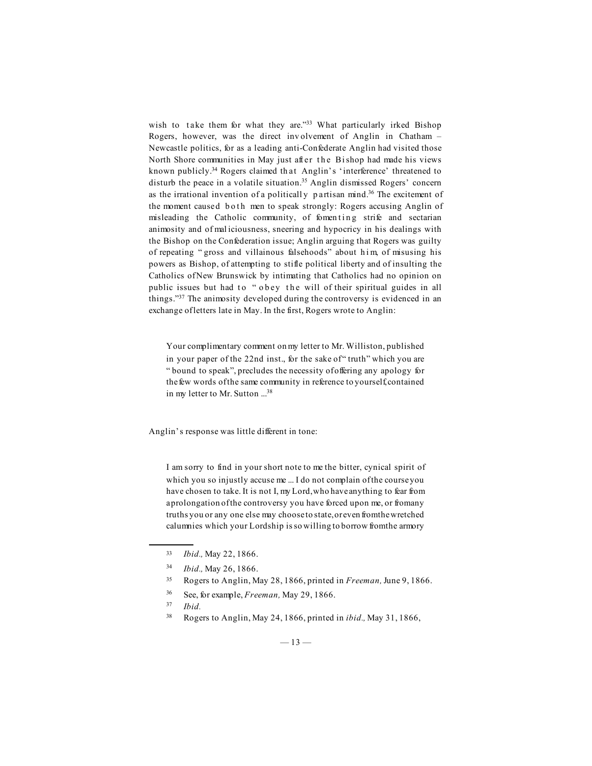wish to take them for what they are."[33] What particularly irked Bishop Rogers, however, was the direct involvement of Anglin in Chatham – Newcastle politics, for as a leading anti-Confederate Anglin had visited those North Shore communities in May just after the Bishop had made his views known publicly.[34] Rogers claimed that Anglin's 'interference' threatened to disturb the peace in a volatile situation.[35] Anglin dismissed Rogers' concern as the irrational invention of a politically partisan mind.[36] The excitement of the moment caused both men to speak strongly: Rogers accusing Anglin of misleading the Catholic community, of fomenting strife and sectarian animosity and of maliciousness, sneering and hypocricy in his dealings with the Bishop on the Confederation issue; Anglin arguing that Rogers was guilty of repeating "gross and villainous falsehoods" about him, of misusing his powers as Bishop, of attempting to stifle political liberty and of insulting the Catholics of New Brunswick by intimating that Catholics had no opinion on public issues but had to "obey the will of their spiritual guides in all things."[37] The animosity developed during the controversy is evidenced in an exchange of letters late in May. In the first, Rogers wrote to Anglin:

> Your complimentary comment on my letter to Mr. Williston, published in your paper of the 22nd inst., for the sake of "truth" which you are "bound to speak", precludes the necessity of offering any apology for the few words of the same community in reference to yourself, contained in my letter to Mr. Sutton ...[38]

Anglin's response was little different in tone:

> I am sorry to find in your short note to me the bitter, cynical spirit of which you so injustly accuse me ... I do not complain of the course you have chosen to take. It is not I, my Lord, who have anything to fear from a prolongation of the controversy you have forced upon me, or from any truths you or any one else may choose to state, or even from the wretched calumnies which your Lordship is so willing to borrow from the armory

---

33 *Ibid.,* May 22, 1866.

34 *Ibid.,* May 26, 1866.

35 Rogers to Anglin, May 28, 1866, printed in *Freeman,* June 9, 1866.

36 See, for example, *Freeman,* May 29, 1866.

37 *Ibid.*

38 Rogers to Anglin, May 24, 1866, printed in *ibid.,* May 31, 1866,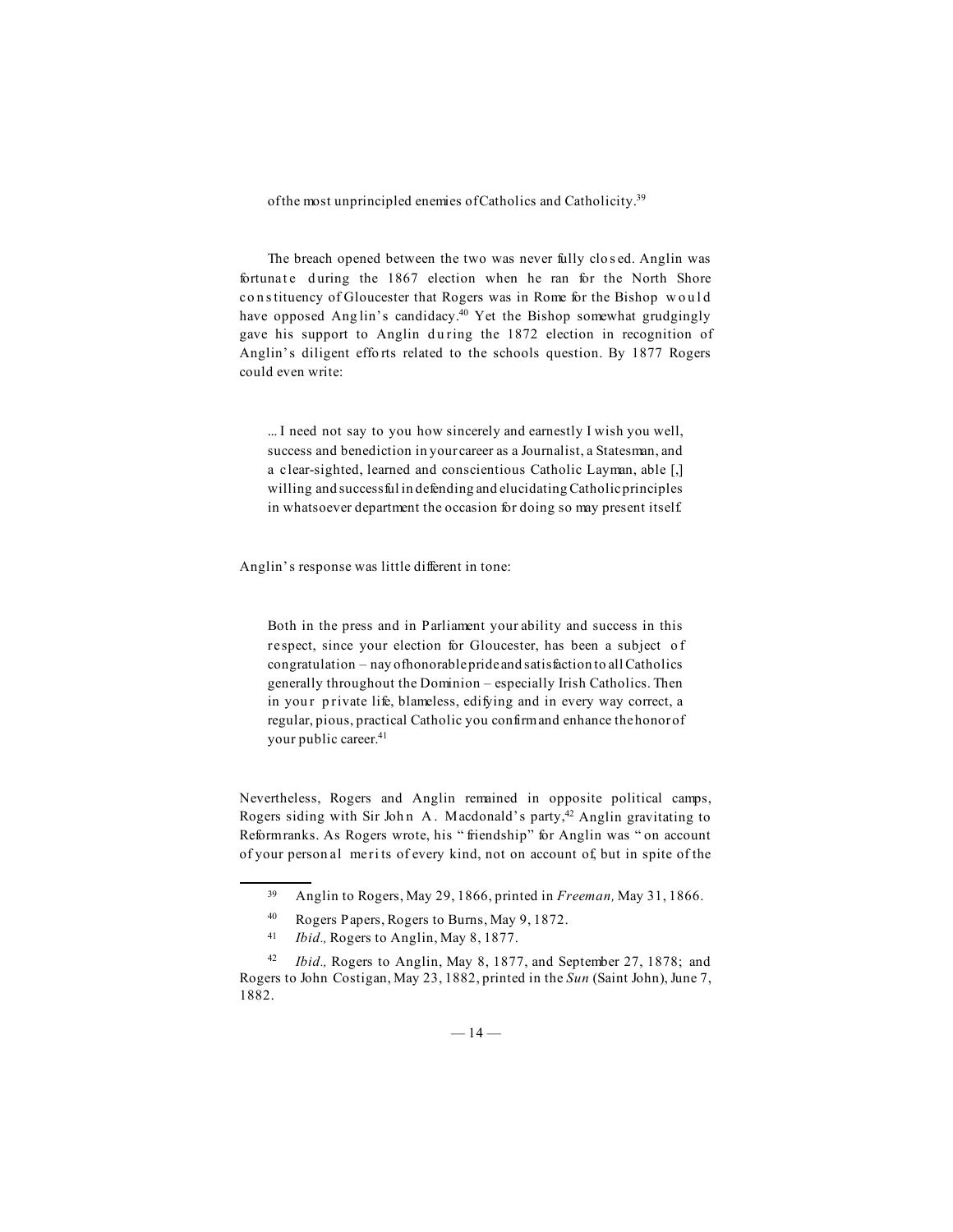of the most unprincipled enemies of Catholics and Catholicity.[39]

The breach opened between the two was never fully closed. Anglin was fortunate during the 1867 election when he ran for the North Shore constituency of Gloucester that Rogers was in Rome for the Bishop would have opposed Anglin's candidacy.[40] Yet the Bishop somewhat grudgingly gave his support to Anglin during the 1872 election in recognition of Anglin's diligent efforts related to the schools question. By 1877 Rogers could even write:

> ... I need not say to you how sincerely and earnestly I wish you well, success and benediction in your career as a Journalist, a Statesman, and a clear-sighted, learned and conscientious Catholic Layman, able [,] willing and successful in defending and elucidating Catholic principles in whatsoever department the occasion for doing so may present itself.

Anglin's response was little different in tone:

> Both in the press and in Parliament your ability and success in this respect, since your election for Gloucester, has been a subject of congratulation – nay of honorable pride and satisfaction to all Catholics generally throughout the Dominion – especially Irish Catholics. Then in your private life, blameless, edifying and in every way correct, a regular, pious, practical Catholic you confirm and enhance the honor of your public career.[41]

Nevertheless, Rogers and Anglin remained in opposite political camps, Rogers siding with Sir John A. Macdonald's party,[42] Anglin gravitating to Reform ranks. As Rogers wrote, his "friendship" for Anglin was "on account of your personal merits of every kind, not on account of, but in spite of the

---

[39] Anglin to Rogers, May 29, 1866, printed in *Freeman,* May 31, 1866.

[40] Rogers Papers, Rogers to Burns, May 9, 1872.

[41] *Ibid.,* Rogers to Anglin, May 8, 1877.

[42] *Ibid.,* Rogers to Anglin, May 8, 1877, and September 27, 1878; and Rogers to John Costigan, May 23, 1882, printed in the *Sun* (Saint John), June 7, 1882.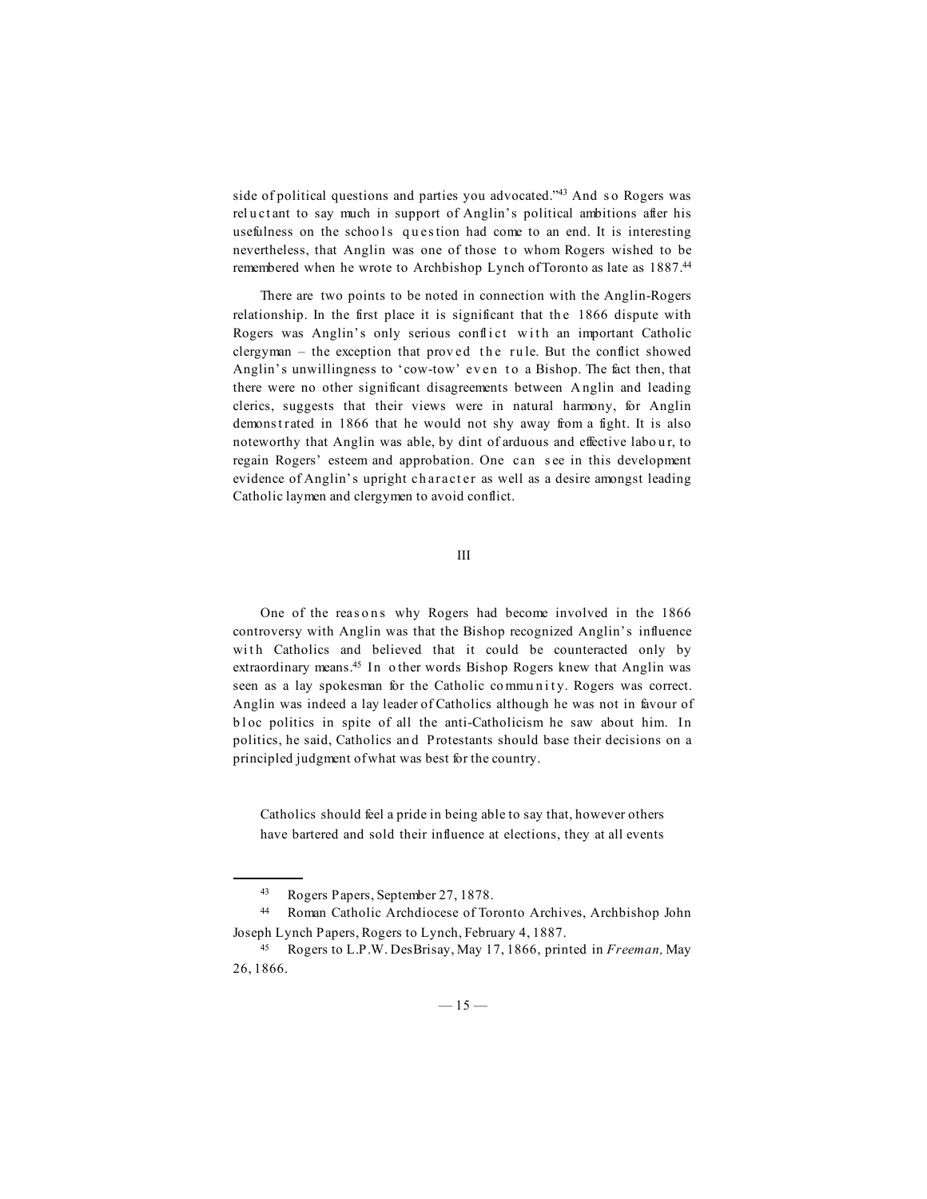side of political questions and parties you advocated."[43] And so Rogers was reluctant to say much in support of Anglin's political ambitions after his usefulness on the schools question had come to an end. It is interesting nevertheless, that Anglin was one of those to whom Rogers wished to be remembered when he wrote to Archbishop Lynch of Toronto as late as 1887.[44]

There are two points to be noted in connection with the Anglin-Rogers relationship. In the first place it is significant that the 1866 dispute with Rogers was Anglin's only serious conflict with an important Catholic clergyman – the exception that proved the rule. But the conflict showed Anglin's unwillingness to 'cow-tow' even to a Bishop. The fact then, that there were no other significant disagreements between Anglin and leading clerics, suggests that their views were in natural harmony, for Anglin demonstrated in 1866 that he would not shy away from a fight. It is also noteworthy that Anglin was able, by dint of arduous and effective labour, to regain Rogers' esteem and approbation. One can see in this development evidence of Anglin's upright character as well as a desire amongst leading Catholic laymen and clergymen to avoid conflict.

## III

One of the reasons why Rogers had become involved in the 1866 controversy with Anglin was that the Bishop recognized Anglin's influence with Catholics and believed that it could be counteracted only by extraordinary means.[45] In other words Bishop Rogers knew that Anglin was seen as a lay spokesman for the Catholic community. Rogers was correct. Anglin was indeed a lay leader of Catholics although he was not in favour of bloc politics in spite of all the anti-Catholicism he saw about him. In politics, he said, Catholics and Protestants should base their decisions on a principled judgment of what was best for the country.

> Catholics should feel a pride in being able to say that, however others have bartered and sold their influence at elections, they at all events

---

[43] Rogers Papers, September 27, 1878.

[44] Roman Catholic Archdiocese of Toronto Archives, Archbishop John Joseph Lynch Papers, Rogers to Lynch, February 4, 1887.

[45] Rogers to L.P.W. DesBrisay, May 17, 1866, printed in *Freeman,* May 26, 1866.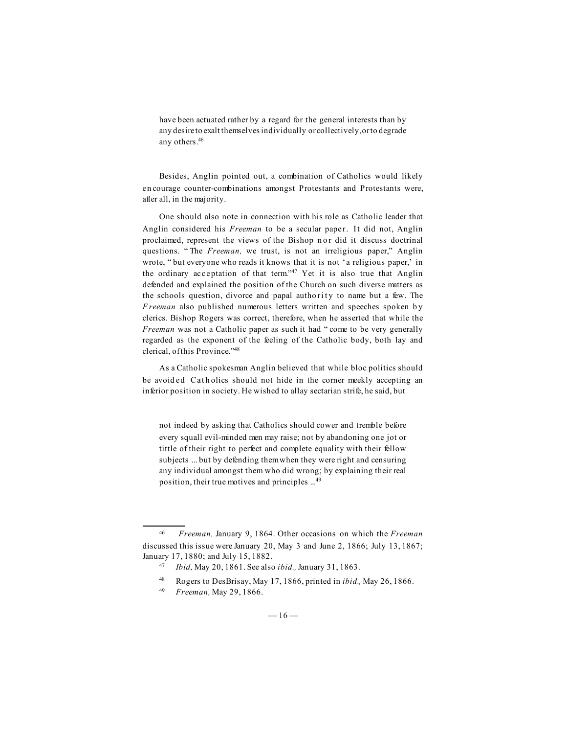> have been actuated rather by a regard for the general interests than by any desire to exalt themselves individually or collectively, or to degrade any others.[46]

Besides, Anglin pointed out, a combination of Catholics would likely encourage counter-combinations amongst Protestants and Protestants were, after all, in the majority.

One should also note in connection with his role as Catholic leader that Anglin considered his *Freeman* to be a secular paper. It did not, Anglin proclaimed, represent the views of the Bishop nor did it discuss doctrinal questions. "The *Freeman,* we trust, is not an irreligious paper," Anglin wrote, "but everyone who reads it knows that it is not 'a religious paper,' in the ordinary acceptation of that term."[47] Yet it is also true that Anglin defended and explained the position of the Church on such diverse matters as the schools question, divorce and papal authority to name but a few. The *Freeman* also published numerous letters written and speeches spoken by clerics. Bishop Rogers was correct, therefore, when he asserted that while the *Freeman* was not a Catholic paper as such it had "come to be very generally regarded as the exponent of the feeling of the Catholic body, both lay and clerical, of this Province."[48]

As a Catholic spokesman Anglin believed that while bloc politics should be avoided Catholics should not hide in the corner meekly accepting an inferior position in society. He wished to allay sectarian strife, he said, but

> not indeed by asking that Catholics should cower and tremble before every squall evil-minded men may raise; not by abandoning one jot or tittle of their right to perfect and complete equality with their fellow subjects ... but by defending them when they were right and censuring any individual amongst them who did wrong; by explaining their real position, their true motives and principles ...[49]

---

[46] *Freeman,* January 9, 1864. Other occasions on which the *Freeman* discussed this issue were January 20, May 3 and June 2, 1866; July 13, 1867; January 17, 1880; and July 15, 1882.

[47] *Ibid,* May 20, 1861. See also *ibid.,* January 31, 1863.

[48] Rogers to DesBrisay, May 17, 1866, printed in *ibid.,* May 26, 1866.

[49] *Freeman,* May 29, 1866.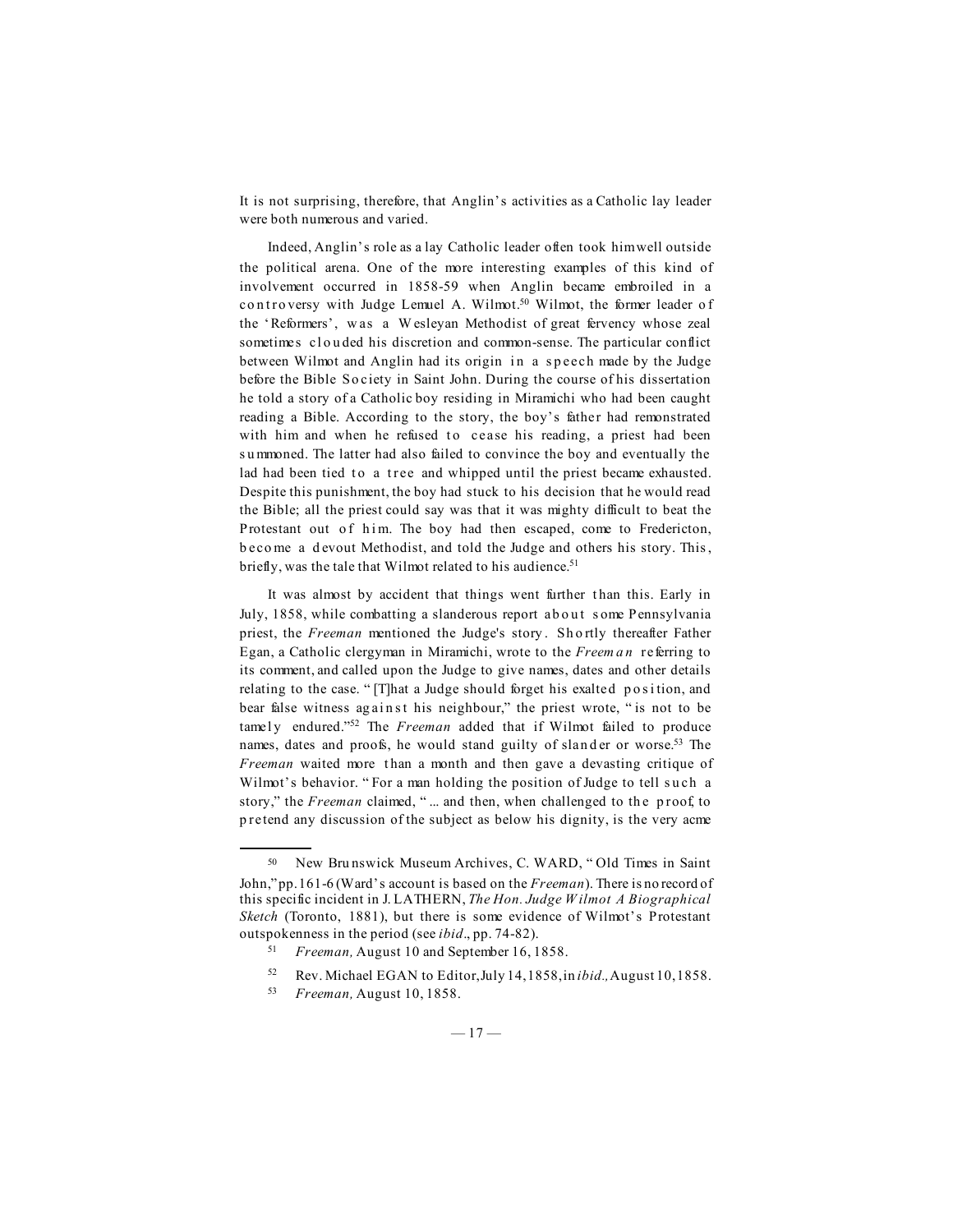It is not surprising, therefore, that Anglin's activities as a Catholic lay leader were both numerous and varied.

Indeed, Anglin's role as a lay Catholic leader often took him well outside the political arena. One of the more interesting examples of this kind of involvement occurred in 1858-59 when Anglin became embroiled in a controversy with Judge Lemuel A. Wilmot.[50] Wilmot, the former leader of the 'Reformers', was a Wesleyan Methodist of great fervency whose zeal sometimes clouded his discretion and common-sense. The particular conflict between Wilmot and Anglin had its origin in a speech made by the Judge before the Bible Society in Saint John. During the course of his dissertation he told a story of a Catholic boy residing in Miramichi who had been caught reading a Bible. According to the story, the boy's father had remonstrated with him and when he refused to cease his reading, a priest had been summoned. The latter had also failed to convince the boy and eventually the lad had been tied to a tree and whipped until the priest became exhausted. Despite this punishment, the boy had stuck to his decision that he would read the Bible; all the priest could say was that it was mighty difficult to beat the Protestant out of him. The boy had then escaped, come to Fredericton, become a devout Methodist, and told the Judge and others his story. This, briefly, was the tale that Wilmot related to his audience.[51]

It was almost by accident that things went further than this. Early in July, 1858, while combatting a slanderous report about some Pennsylvania priest, the *Freeman* mentioned the Judge's story. Shortly thereafter Father Egan, a Catholic clergyman in Miramichi, wrote to the *Freeman* referring to its comment, and called upon the Judge to give names, dates and other details relating to the case. "[T]hat a Judge should forget his exalted position, and bear false witness against his neighbour," the priest wrote, "is not to be tamely endured."[52] The *Freeman* added that if Wilmot failed to produce names, dates and proofs, he would stand guilty of slander or worse.[53] The *Freeman* waited more than a month and then gave a devasting critique of Wilmot's behavior. "For a man holding the position of Judge to tell such a story," the *Freeman* claimed, "... and then, when challenged to the proof, to pretend any discussion of the subject as below his dignity, is the very acme

---

[50] New Brunswick Museum Archives, C. WARD, "Old Times in Saint John," pp. 161-6 (Ward's account is based on the *Freeman*). There is no record of this specific incident in J. LATHERN, *The Hon. Judge Wilmot A Biographical Sketch* (Toronto, 1881), but there is some evidence of Wilmot's Protestant outspokenness in the period (see *ibid*., pp. 74-82).

[51] *Freeman,* August 10 and September 16, 1858.

[52] Rev. Michael EGAN to Editor, July 14, 1858, in *ibid.,* August 10, 1858.

[53] *Freeman,* August 10, 1858.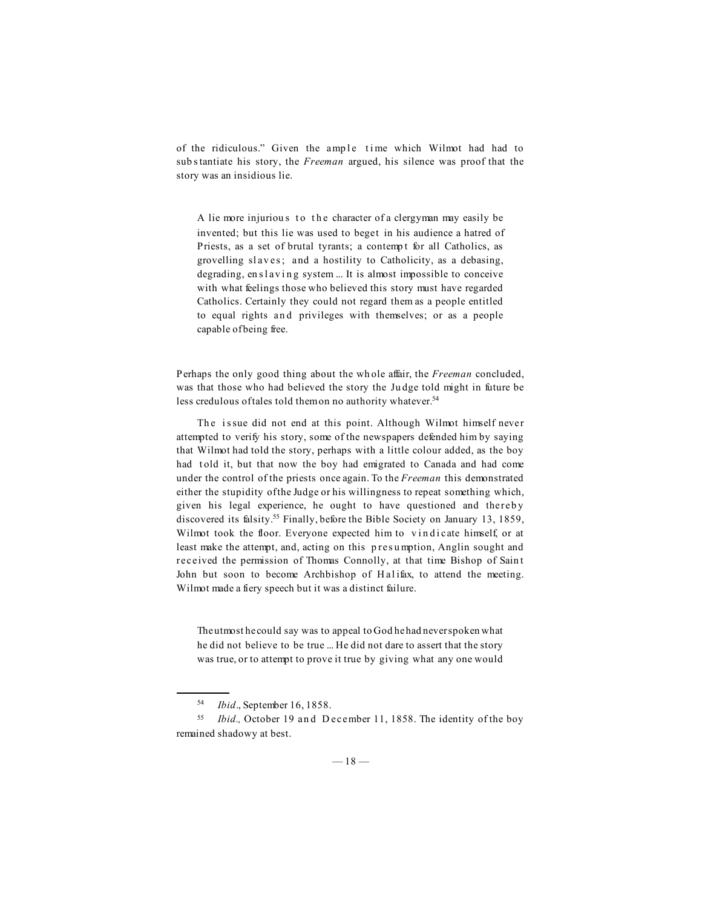of the ridiculous." Given the ample time which Wilmot had had to substantiate his story, the *Freeman* argued, his silence was proof that the story was an insidious lie.

> A lie more injurious to the character of a clergyman may easily be invented; but this lie was used to beget in his audience a hatred of Priests, as a set of brutal tyrants; a contempt for all Catholics, as grovelling slaves; and a hostility to Catholicity, as a debasing, degrading, enslaving system ... It is almost impossible to conceive with what feelings those who believed this story must have regarded Catholics. Certainly they could not regard them as a people entitled to equal rights and privileges with themselves; or as a people capable of being free.

Perhaps the only good thing about the whole affair, the *Freeman* concluded, was that those who had believed the story the Judge told might in future be less credulous of tales told them on no authority whatever.[54]

The issue did not end at this point. Although Wilmot himself never attempted to verify his story, some of the newspapers defended him by saying that Wilmot had told the story, perhaps with a little colour added, as the boy had told it, but that now the boy had emigrated to Canada and had come under the control of the priests once again. To the *Freeman* this demonstrated either the stupidity of the Judge or his willingness to repeat something which, given his legal experience, he ought to have questioned and thereby discovered its falsity.[55] Finally, before the Bible Society on January 13, 1859, Wilmot took the floor. Everyone expected him to vindicate himself, or at least make the attempt, and, acting on this presumption, Anglin sought and received the permission of Thomas Connolly, at that time Bishop of Saint John but soon to become Archbishop of Halifax, to attend the meeting. Wilmot made a fiery speech but it was a distinct failure.

> The utmost he could say was to appeal to God he had never spoken what he did not believe to be true ... He did not dare to assert that the story was true, or to attempt to prove it true by giving what any one would

---

[54] *Ibid*., September 16, 1858.

[55] *Ibid.,* October 19 and December 11, 1858. The identity of the boy remained shadowy at best.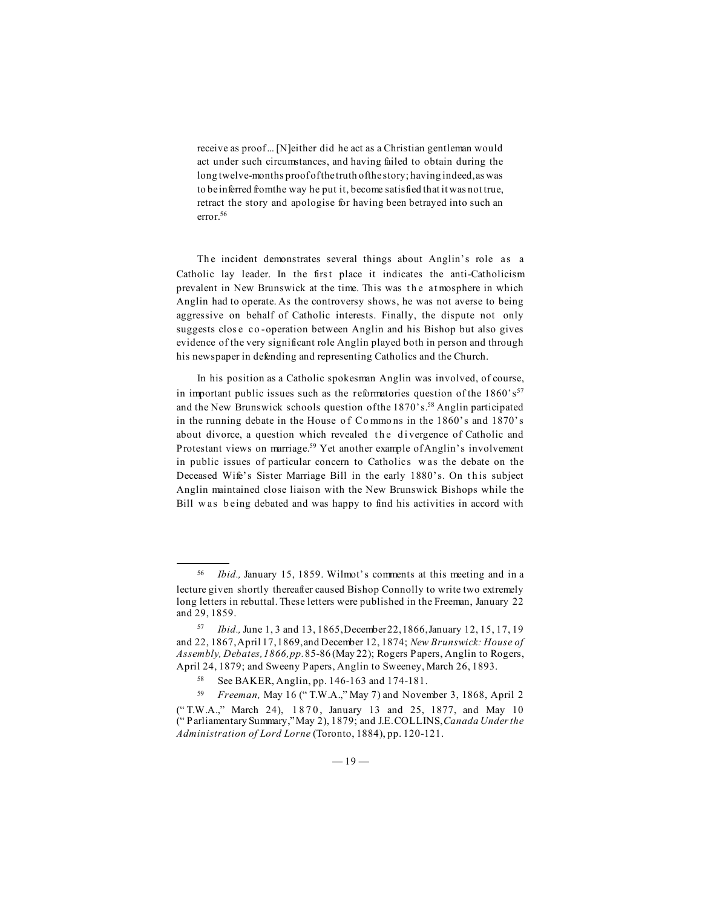> receive as proof... [N]either did he act as a Christian gentleman would act under such circumstances, and having failed to obtain during the long twelve-months proof of the truth of the story; having indeed, as was to be inferred from the way he put it, become satisfied that it was not true, retract the story and apologise for having been betrayed into such an error.[56]

The incident demonstrates several things about Anglin's role as a Catholic lay leader. In the first place it indicates the anti-Catholicism prevalent in New Brunswick at the time. This was the atmosphere in which Anglin had to operate. As the controversy shows, he was not averse to being aggressive on behalf of Catholic interests. Finally, the dispute not only suggests close co-operation between Anglin and his Bishop but also gives evidence of the very significant role Anglin played both in person and through his newspaper in defending and representing Catholics and the Church.

In his position as a Catholic spokesman Anglin was involved, of course, in important public issues such as the reformatories question of the 1860's[57] and the New Brunswick schools question of the 1870's.[58] Anglin participated in the running debate in the House of Commons in the 1860's and 1870's about divorce, a question which revealed the divergence of Catholic and Protestant views on marriage.[59] Yet another example of Anglin's involvement in public issues of particular concern to Catholics was the debate on the Deceased Wife's Sister Marriage Bill in the early 1880's. On this subject Anglin maintained close liaison with the New Brunswick Bishops while the Bill was being debated and was happy to find his activities in accord with

---

[56] *Ibid.,* January 15, 1859. Wilmot's comments at this meeting and in a lecture given shortly thereafter caused Bishop Connolly to write two extremely long letters in rebuttal. These letters were published in the Freeman, January 22 and 29, 1859.

[57] *Ibid.,* June 1, 3 and 13, 1865, December 22, 1866, January 12, 15, 17, 19 and 22, 1867, April 17, 1869, and December 12, 1874; *New Brunswick: House of Assembly, Debates, 1866, pp.* 85-86 (May 22); Rogers Papers, Anglin to Rogers, April 24, 1879; and Sweeny Papers, Anglin to Sweeney, March 26, 1893.

[58] See BAKER, Anglin, pp. 146-163 and 174-181.

[59] *Freeman,* May 16 ("T.W.A.," May 7) and November 3, 1868, April 2 ("T.W.A.," March 24), 1870, January 13 and 25, 1877, and May 10 ("Parliamentary Summary," May 2), 1879; and J.E. COLLINS, *Canada Under the Administration of Lord Lorne* (Toronto, 1884), pp. 120-121.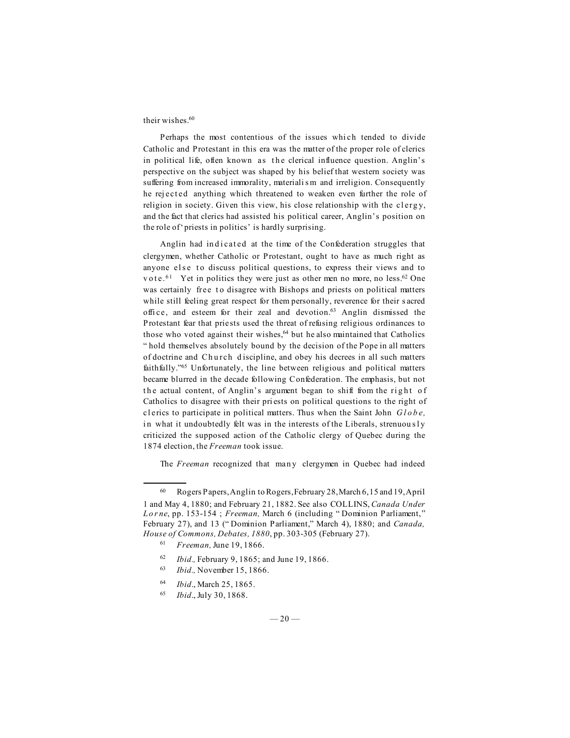their wishes.[60]

Perhaps the most contentious of the issues which tended to divide Catholic and Protestant in this era was the matter of the proper role of clerics in political life, often known as the clerical influence question. Anglin's perspective on the subject was shaped by his belief that western society was suffering from increased immorality, materialism and irreligion. Consequently he rejected anything which threatened to weaken even further the role of religion in society. Given this view, his close relationship with the clergy, and the fact that clerics had assisted his political career, Anglin's position on the role of 'priests in politics' is hardly surprising.

Anglin had indicated at the time of the Confederation struggles that clergymen, whether Catholic or Protestant, ought to have as much right as anyone else to discuss political questions, to express their views and to vote.[61] Yet in politics they were just as other men no more, no less.[62] One was certainly free to disagree with Bishops and priests on political matters while still feeling great respect for them personally, reverence for their sacred office, and esteem for their zeal and devotion.[63] Anglin dismissed the Protestant fear that priests used the threat of refusing religious ordinances to those who voted against their wishes,[64] but he also maintained that Catholics "hold themselves absolutely bound by the decision of the Pope in all matters of doctrine and Church discipline, and obey his decrees in all such matters faithfully."[65] Unfortunately, the line between religious and political matters became blurred in the decade following Confederation. The emphasis, but not the actual content, of Anglin's argument began to shift from the right of Catholics to disagree with their priests on political questions to the right of clerics to participate in political matters. Thus when the Saint John *Globe*, in what it undoubtedly felt was in the interests of the Liberals, strenuously criticized the supposed action of the Catholic clergy of Quebec during the 1874 election, the *Freeman* took issue.

The *Freeman* recognized that many clergymen in Quebec had indeed

---

[60] Rogers Papers, Anglin to Rogers, February 28, March 6, 15 and 19, April 1 and May 4, 1880; and February 21, 1882. See also COLLINS, *Canada Under Lorne*, pp. 153-154 ; *Freeman,* March 6 (including "Dominion Parliament," February 27), and 13 ("Dominion Parliament," March 4), 1880; and *Canada, House of Commons, Debates, 1880*, pp. 303-305 (February 27).

[61] *Freeman,* June 19, 1866.

[62] *Ibid.,* February 9, 1865; and June 19, 1866.

[63] *Ibid.,* November 15, 1866.

[64] *Ibid*., March 25, 1865.

[65] *Ibid*., July 30, 1868.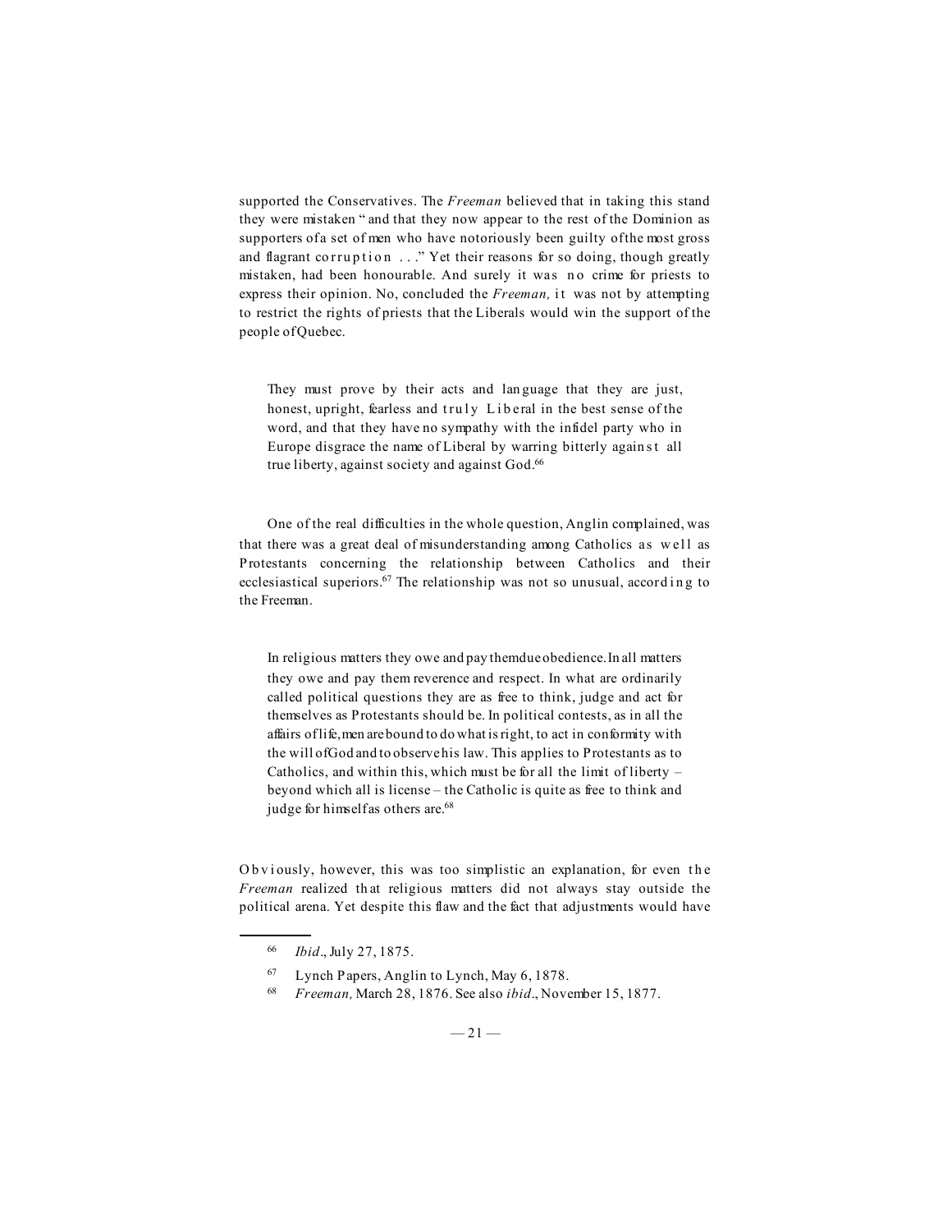supported the Conservatives. The *Freeman* believed that in taking this stand they were mistaken "and that they now appear to the rest of the Dominion as supporters of a set of men who have notoriously been guilty of the most gross and flagrant corruption ..." Yet their reasons for so doing, though greatly mistaken, had been honourable. And surely it was no crime for priests to express their opinion. No, concluded the *Freeman,* it was not by attempting to restrict the rights of priests that the Liberals would win the support of the people of Quebec.

> They must prove by their acts and language that they are just, honest, upright, fearless and truly Liberal in the best sense of the word, and that they have no sympathy with the infidel party who in Europe disgrace the name of Liberal by warring bitterly against all true liberty, against society and against God.[66]

One of the real difficulties in the whole question, Anglin complained, was that there was a great deal of misunderstanding among Catholics as well as Protestants concerning the relationship between Catholics and their ecclesiastical superiors.[67] The relationship was not so unusual, according to the Freeman.

> In religious matters they owe and pay them due obedience. In all matters they owe and pay them reverence and respect. In what are ordinarily called political questions they are as free to think, judge and act for themselves as Protestants should be. In political contests, as in all the affairs of life, men are bound to do what is right, to act in conformity with the will of God and to observe his law. This applies to Protestants as to Catholics, and within this, which must be for all the limit of liberty – beyond which all is license – the Catholic is quite as free to think and judge for himself as others are.[68]

Obviously, however, this was too simplistic an explanation, for even the *Freeman* realized that religious matters did not always stay outside the political arena. Yet despite this flaw and the fact that adjustments would have

---

66 *Ibid*., July 27, 1875.

67 Lynch Papers, Anglin to Lynch, May 6, 1878.

68 *Freeman,* March 28, 1876. See also *ibid*., November 15, 1877.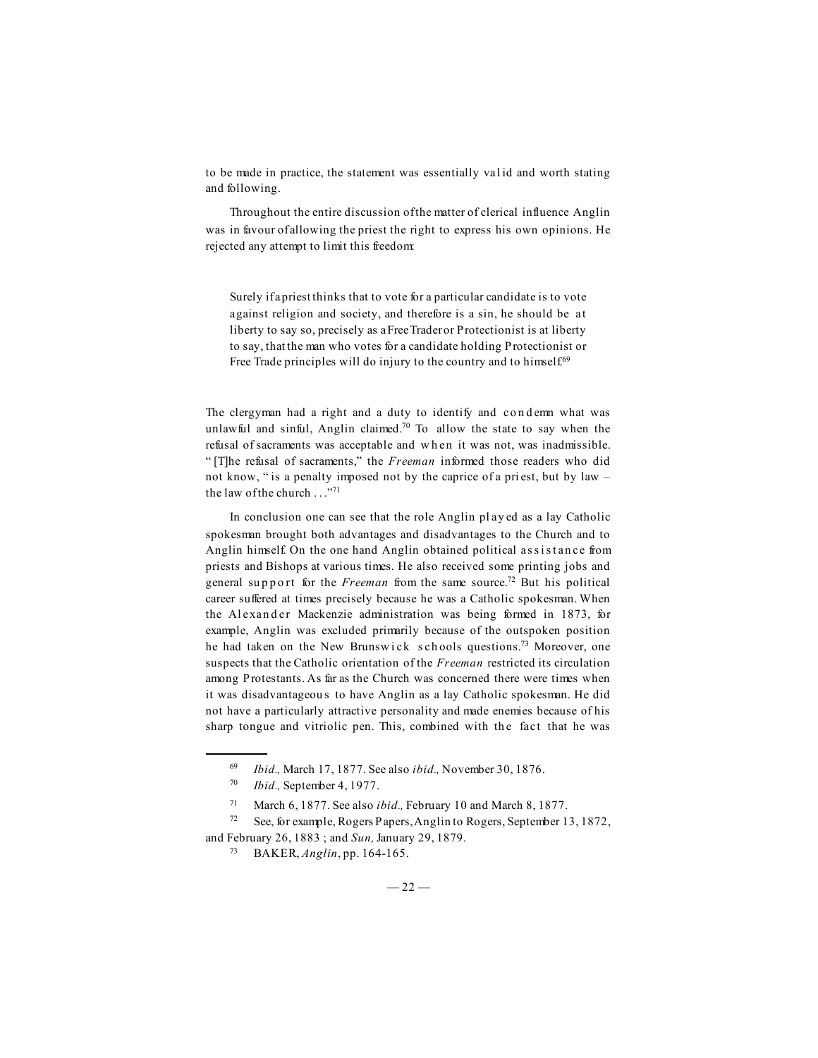to be made in practice, the statement was essentially valid and worth stating and following.

Throughout the entire discussion of the matter of clerical influence Anglin was in favour of allowing the priest the right to express his own opinions. He rejected any attempt to limit this freedom:

> Surely if a priest thinks that to vote for a particular candidate is to vote against religion and society, and therefore is a sin, he should be at liberty to say so, precisely as a Free Trader or Protectionist is at liberty to say, that the man who votes for a candidate holding Protectionist or Free Trade principles will do injury to the country and to himself.[69]

The clergyman had a right and a duty to identify and condemn what was unlawful and sinful, Anglin claimed.[70] To allow the state to say when the refusal of sacraments was acceptable and when it was not, was inadmissible. "[T]he refusal of sacraments," the *Freeman* informed those readers who did not know, "is a penalty imposed not by the caprice of a priest, but by law – the law of the church . . ."[71]

In conclusion one can see that the role Anglin played as a lay Catholic spokesman brought both advantages and disadvantages to the Church and to Anglin himself. On the one hand Anglin obtained political assistance from priests and Bishops at various times. He also received some printing jobs and general support for the *Freeman* from the same source.[72] But his political career suffered at times precisely because he was a Catholic spokesman. When the Alexander Mackenzie administration was being formed in 1873, for example, Anglin was excluded primarily because of the outspoken position he had taken on the New Brunswick schools questions.[73] Moreover, one suspects that the Catholic orientation of the *Freeman* restricted its circulation among Protestants. As far as the Church was concerned there were times when it was disadvantageous to have Anglin as a lay Catholic spokesman. He did not have a particularly attractive personality and made enemies because of his sharp tongue and vitriolic pen. This, combined with the fact that he was

---

[69] *Ibid.,* March 17, 1877. See also *ibid.,* November 30, 1876.

[70] *Ibid.,* September 4, 1977.

[71] March 6, 1877. See also *ibid.,* February 10 and March 8, 1877.

[72] See, for example, Rogers Papers, Anglin to Rogers, September 13, 1872, and February 26, 1883 ; and *Sun,* January 29, 1879.

[73] BAKER, *Anglin*, pp. 164-165.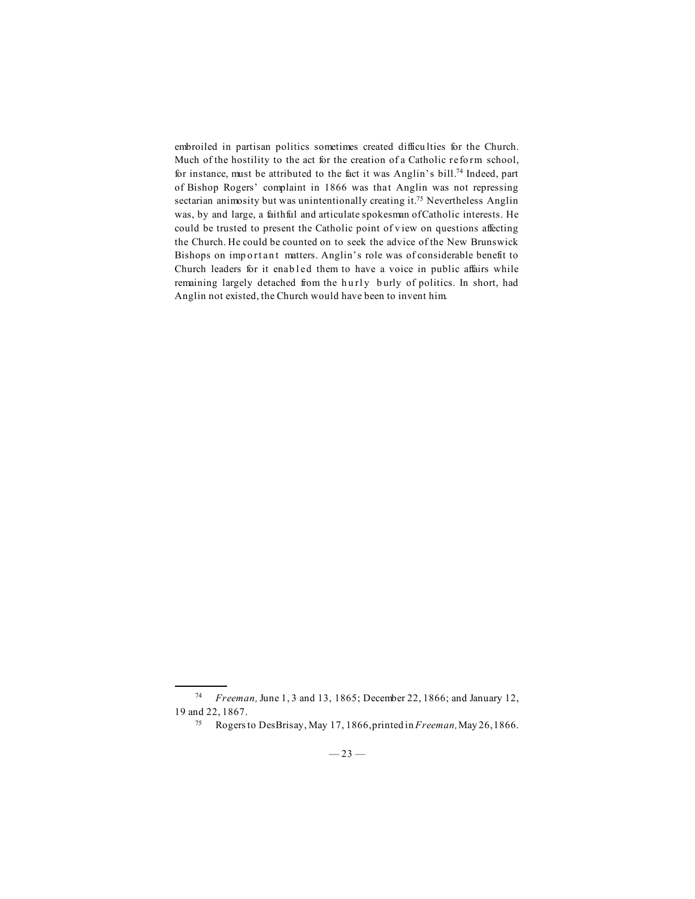embroiled in partisan politics sometimes created difficulties for the Church. Much of the hostility to the act for the creation of a Catholic reform school, for instance, must be attributed to the fact it was Anglin's bill.[74] Indeed, part of Bishop Rogers' complaint in 1866 was that Anglin was not repressing sectarian animosity but was unintentionally creating it.[75] Nevertheless Anglin was, by and large, a faithful and articulate spokesman of Catholic interests. He could be trusted to present the Catholic point of view on questions affecting the Church. He could be counted on to seek the advice of the New Brunswick Bishops on important matters. Anglin's role was of considerable benefit to Church leaders for it enabled them to have a voice in public affairs while remaining largely detached from the hurly burly of politics. In short, had Anglin not existed, the Church would have been to invent him.

---

74 *Freeman,* June 1, 3 and 13, 1865; December 22, 1866; and January 12, 19 and 22, 1867.

75 Rogers to DesBrisay, May 17, 1866, printed in *Freeman,* May 26, 1866.